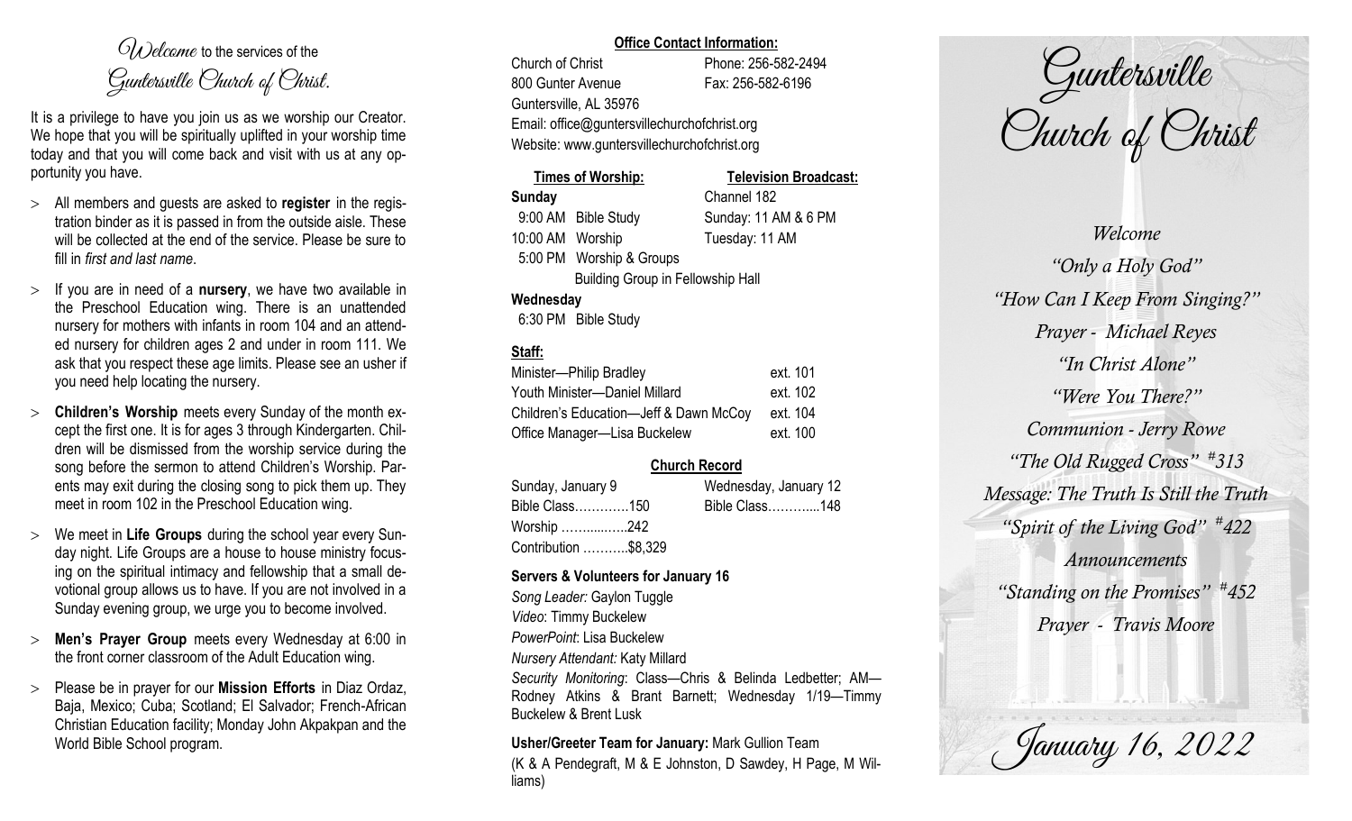# *Welcome* to the services of the *Guntersville Church of Christ.*

It is a privilege to have you join us as we worship our Creator. We hope that you will be spiritually uplifted in your worship time today and that you will come back and visit with us at any opportunity you have.

- All members and guests are asked to **register** in the registration binder as it is passed in from the outside aisle. These will be collected at the end of the service. Please be sure to fill in *first and last name*.
- If you are in need of a **nursery**, we have two available in the Preschool Education wing. There is an unattended nursery for mothers with infants in room 104 and an attended nursery for children ages 2 and under in room 111. We ask that you respect these age limits. Please see an usher if you need help locating the nursery.
- **Children's Worship** meets every Sunday of the month except the first one. It is for ages 3 through Kindergarten. Children will be dismissed from the worship service during the song before the sermon to attend Children's Worship. Parents may exit during the closing song to pick them up. They meet in room 102 in the Preschool Education wing.
- We meet in **Life Groups** during the school year every Sunday night. Life Groups are a house to house ministry focusing on the spiritual intimacy and fellowship that a small devotional group allows us to have. If you are not involved in a Sunday evening group, we urge you to become involved.
- **Men's Prayer Group** meets every Wednesday at 6:00 in the front corner classroom of the Adult Education wing.
- Please be in prayer for our **Mission Efforts** in Diaz Ordaz, Baja, Mexico; Cuba; Scotland; El Salvador; French-African Christian Education facility; Monday John Akpakpan and the World Bible School program.

**Office Contact Information:**

Church of Christ — Phone: 256-582-2494
800 Gunter Avenue — Fax: 256-582-6196
Guntersville, AL 35976
Email: office@guntersvillechurchofchrist.org
Website: www.guntersvillechurchofchrist.org

**Times of Worship:**

**Sunday**
9:00 AM Bible Study
10:00 AM Worship
5:00 PM Worship & Groups
Building Group in Fellowship Hall

**Wednesday**
6:30 PM Bible Study

**Television Broadcast:**

Channel 182
Sunday: 11 AM & 6 PM
Tuesday: 11 AM

**Staff:**

| | |
|---|---|
| Minister—Philip Bradley | ext. 101 |
| Youth Minister—Daniel Millard | ext. 102 |
| Children's Education—Jeff & Dawn McCoy | ext. 104 |
| Office Manager—Lisa Buckelew | ext. 100 |

**Church Record**

| Sunday, January 9 | Wednesday, January 12 |
|---|---|
| Bible Class…………150 | Bible Class………...148 |
| Worship ……..…….242 | |
| Contribution ………..$8,329 | |

**Servers & Volunteers for January 16**

*Song Leader:* Gaylon Tuggle
*Video*: Timmy Buckelew
*PowerPoint*: Lisa Buckelew
*Nursery Attendant:* Katy Millard
*Security Monitoring*: Class—Chris & Belinda Ledbetter; AM—Rodney Atkins & Brant Barnett; Wednesday 1/19—Timmy Buckelew & Brent Lusk

**Usher/Greeter Team for January:** Mark Gullion Team
(K & A Pendegraft, M & E Johnston, D Sawdey, H Page, M Williams)

# Guntersville Church of Christ

*Welcome*
*"Only a Holy God"*
*"How Can I Keep From Singing?"*
*Prayer - Michael Reyes*
*"In Christ Alone"*
*"Were You There?"*
*Communion - Jerry Rowe*
*"The Old Rugged Cross" #313*
*Message: The Truth Is Still the Truth*
*"Spirit of the Living God" #422*
*Announcements*
*"Standing on the Promises" #452*
*Prayer - Travis Moore*

*January 16, 2022*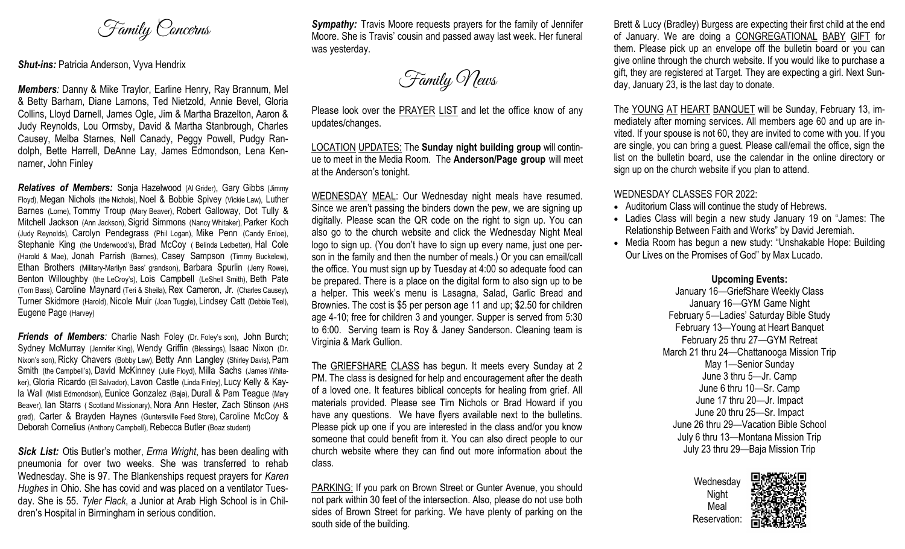# Family Concerns

***Shut-ins:*** Patricia Anderson, Vyva Hendrix

***Members:*** Danny & Mike Traylor, Earline Henry, Ray Brannum, Mel & Betty Barham, Diane Lamons, Ted Nietzold, Annie Bevel, Gloria Collins, Lloyd Darnell, James Ogle, Jim & Martha Brazelton, Aaron & Judy Reynolds, Lou Ormsby, David & Martha Stanbrough, Charles Causey, Melba Starnes, Nell Canady, Peggy Powell, Pudgy Randolph, Bette Harrell, DeAnne Lay, James Edmondson, Lena Kennamer, John Finley

***Relatives of Members:*** Sonja Hazelwood (Al Grider), Gary Gibbs (Jimmy Floyd), Megan Nichols (the Nichols), Noel & Bobbie Spivey (Vickie Law), Luther Barnes (Lorne), Tommy Troup (Mary Beaver), Robert Galloway, Dot Tully & Mitchell Jackson (Ann Jackson), Sigrid Simmons (Nancy Whitaker), Parker Koch (Judy Reynolds), Carolyn Pendegrass (Phil Logan), Mike Penn (Candy Enloe), Stephanie King (the Underwood's), Brad McCoy ( Belinda Ledbetter), Hal Cole (Harold & Mae), Jonah Parrish (Barnes), Casey Sampson (Timmy Buckelew), Ethan Brothers (Military-Marilyn Bass' grandson), Barbara Spurlin (Jerry Rowe), Benton Willoughby (the LeCroy's), Lois Campbell (LeShell Smith), Beth Pate (Tom Bass), Caroline Maynard (Teri & Sheila), Rex Cameron, Jr. (Charles Causey), Turner Skidmore (Harold), Nicole Muir (Joan Tuggle), Lindsey Catt (Debbie Teel), Eugene Page (Harvey)

***Friends of Members:*** Charlie Nash Foley (Dr. Foley's son), John Burch; Sydney McMurray (Jennifer King), Wendy Griffin (Blessings), Isaac Nixon (Dr. Nixon's son), Ricky Chavers (Bobby Law), Betty Ann Langley (Shirley Davis), Pam Smith (the Campbell's), David McKinney (Julie Floyd), Milla Sachs (James Whitaker), Gloria Ricardo (El Salvador), Lavon Castle (Linda Finley), Lucy Kelly & Kayla Wall (Misti Edmondson), Eunice Gonzalez (Baja), Durall & Pam Teague (Mary Beaver), Ian Starrs ( Scotland Missionary), Nora Ann Hester, Zach Stinson (AHS grad), Carter & Brayden Haynes (Guntersville Feed Store), Caroline McCoy & Deborah Cornelius (Anthony Campbell), Rebecca Butler (Boaz student)

***Sick List:*** Otis Butler's mother, *Erma Wright*, has been dealing with pneumonia for over two weeks. She was transferred to rehab Wednesday. She is 97. The Blankenships request prayers for *Karen Hughes* in Ohio. She has covid and was placed on a ventilator Tuesday. She is 55. *Tyler Flack*, a Junior at Arab High School is in Children's Hospital in Birmingham in serious condition.

***Sympathy:*** Travis Moore requests prayers for the family of Jennifer Moore. She is Travis' cousin and passed away last week. Her funeral was yesterday.

# Family News

Please look over the PRAYER LIST and let the office know of any updates/changes.

LOCATION UPDATES: The **Sunday night building group** will continue to meet in the Media Room. The **Anderson/Page group** will meet at the Anderson's tonight.

WEDNESDAY MEAL: Our Wednesday night meals have resumed. Since we aren't passing the binders down the pew, we are signing up digitally. Please scan the QR code on the right to sign up. You can also go to the church website and click the Wednesday Night Meal logo to sign up. (You don't have to sign up every name, just one person in the family and then the number of meals.) Or you can email/call the office. You must sign up by Tuesday at 4:00 so adequate food can be prepared. There is a place on the digital form to also sign up to be a helper. This week's menu is Lasagna, Salad, Garlic Bread and Brownies. The cost is $5 per person age 11 and up; $2.50 for children age 4-10; free for children 3 and younger. Supper is served from 5:30 to 6:00. Serving team is Roy & Janey Sanderson. Cleaning team is Virginia & Mark Gullion.

The GRIEFSHARE CLASS has begun. It meets every Sunday at 2 PM. The class is designed for help and encouragement after the death of a loved one. It features biblical concepts for healing from grief. All materials provided. Please see Tim Nichols or Brad Howard if you have any questions. We have flyers available next to the bulletins. Please pick up one if you are interested in the class and/or you know someone that could benefit from it. You can also direct people to our church website where they can find out more information about the class.

PARKING: If you park on Brown Street or Gunter Avenue, you should not park within 30 feet of the intersection. Also, please do not use both sides of Brown Street for parking. We have plenty of parking on the south side of the building.

Brett & Lucy (Bradley) Burgess are expecting their first child at the end of January. We are doing a CONGREGATIONAL BABY GIFT for them. Please pick up an envelope off the bulletin board or you can give online through the church website. If you would like to purchase a gift, they are registered at Target. They are expecting a girl. Next Sunday, January 23, is the last day to donate.

The YOUNG AT HEART BANQUET will be Sunday, February 13, immediately after morning services. All members age 60 and up are invited. If your spouse is not 60, they are invited to come with you. If you are single, you can bring a guest. Please call/email the office, sign the list on the bulletin board, use the calendar in the online directory or sign up on the church website if you plan to attend.

WEDNESDAY CLASSES FOR 2022:

- Auditorium Class will continue the study of Hebrews.
- Ladies Class will begin a new study January 19 on "James: The Relationship Between Faith and Works" by David Jeremiah.
- Media Room has begun a new study: "Unshakable Hope: Building Our Lives on the Promises of God" by Max Lucado.

**Upcoming Events:**

January 16—GriefShare Weekly Class
January 16—GYM Game Night
February 5—Ladies' Saturday Bible Study
February 13—Young at Heart Banquet
February 25 thru 27—GYM Retreat
March 21 thru 24—Chattanooga Mission Trip
May 1—Senior Sunday
June 3 thru 5—Jr. Camp
June 6 thru 10—Sr. Camp
June 17 thru 20—Jr. Impact
June 20 thru 25—Sr. Impact
June 26 thru 29—Vacation Bible School
July 6 thru 13—Montana Mission Trip
July 23 thru 29—Baja Mission Trip

Wednesday Night Meal Reservation: